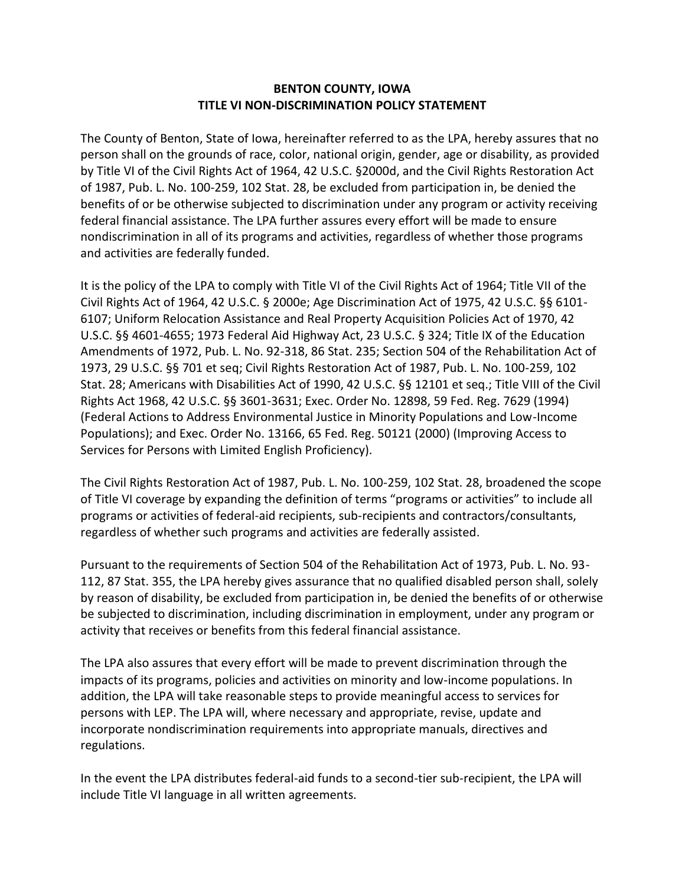# BENTON COUNTY, IOWA
## TITLE VI NON-DISCRIMINATION POLICY STATEMENT

The County of Benton, State of Iowa, hereinafter referred to as the LPA, hereby assures that no person shall on the grounds of race, color, national origin, gender, age or disability, as provided by Title VI of the Civil Rights Act of 1964, 42 U.S.C. §2000d, and the Civil Rights Restoration Act of 1987, Pub. L. No. 100-259, 102 Stat. 28, be excluded from participation in, be denied the benefits of or be otherwise subjected to discrimination under any program or activity receiving federal financial assistance. The LPA further assures every effort will be made to ensure nondiscrimination in all of its programs and activities, regardless of whether those programs and activities are federally funded.

It is the policy of the LPA to comply with Title VI of the Civil Rights Act of 1964; Title VII of the Civil Rights Act of 1964, 42 U.S.C. § 2000e; Age Discrimination Act of 1975, 42 U.S.C. §§ 6101-6107; Uniform Relocation Assistance and Real Property Acquisition Policies Act of 1970, 42 U.S.C. §§ 4601-4655; 1973 Federal Aid Highway Act, 23 U.S.C. § 324; Title IX of the Education Amendments of 1972, Pub. L. No. 92-318, 86 Stat. 235; Section 504 of the Rehabilitation Act of 1973, 29 U.S.C. §§ 701 et seq; Civil Rights Restoration Act of 1987, Pub. L. No. 100-259, 102 Stat. 28; Americans with Disabilities Act of 1990, 42 U.S.C. §§ 12101 et seq.; Title VIII of the Civil Rights Act 1968, 42 U.S.C. §§ 3601-3631; Exec. Order No. 12898, 59 Fed. Reg. 7629 (1994) (Federal Actions to Address Environmental Justice in Minority Populations and Low-Income Populations); and Exec. Order No. 13166, 65 Fed. Reg. 50121 (2000) (Improving Access to Services for Persons with Limited English Proficiency).

The Civil Rights Restoration Act of 1987, Pub. L. No. 100-259, 102 Stat. 28, broadened the scope of Title VI coverage by expanding the definition of terms "programs or activities" to include all programs or activities of federal-aid recipients, sub-recipients and contractors/consultants, regardless of whether such programs and activities are federally assisted.

Pursuant to the requirements of Section 504 of the Rehabilitation Act of 1973, Pub. L. No. 93-112, 87 Stat. 355, the LPA hereby gives assurance that no qualified disabled person shall, solely by reason of disability, be excluded from participation in, be denied the benefits of or otherwise be subjected to discrimination, including discrimination in employment, under any program or activity that receives or benefits from this federal financial assistance.

The LPA also assures that every effort will be made to prevent discrimination through the impacts of its programs, policies and activities on minority and low-income populations. In addition, the LPA will take reasonable steps to provide meaningful access to services for persons with LEP. The LPA will, where necessary and appropriate, revise, update and incorporate nondiscrimination requirements into appropriate manuals, directives and regulations.

In the event the LPA distributes federal-aid funds to a second-tier sub-recipient, the LPA will include Title VI language in all written agreements.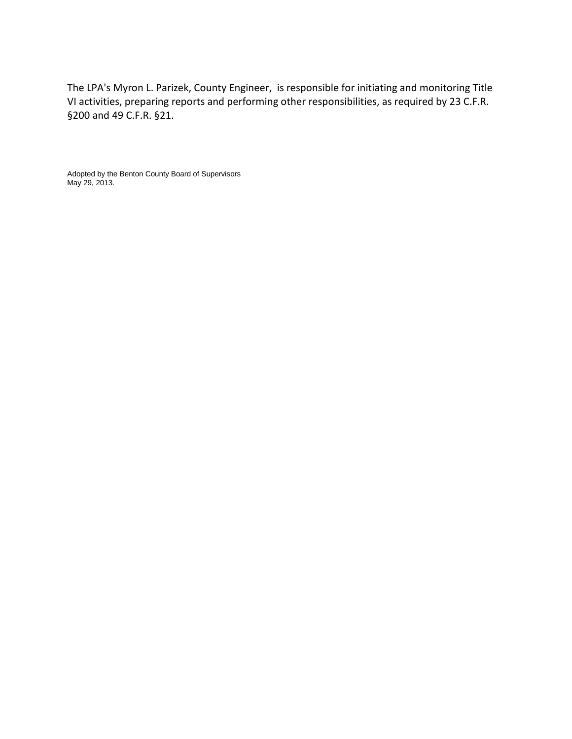The LPA's Myron L. Parizek, County Engineer,  is responsible for initiating and monitoring Title VI activities, preparing reports and performing other responsibilities, as required by 23 C.F.R. §200 and 49 C.F.R. §21.

Adopted by the Benton County Board of Supervisors
May 29, 2013.